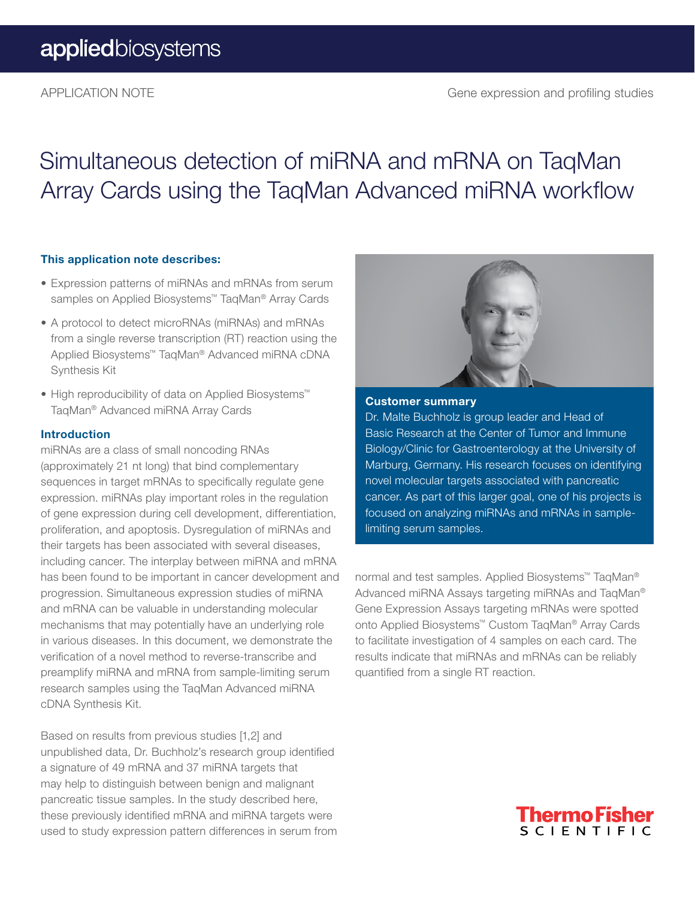applied biosystems

APPLICATION NOTE

Gene expression and profiling studies

# Simultaneous detection of miRNA and mRNA on TaqMan Array Cards using the TaqMan Advanced miRNA workflow

### This application note describes:

- Expression patterns of miRNAs and mRNAs from serum samples on Applied Biosystems™ TaqMan® Array Cards
- A protocol to detect microRNAs (miRNAs) and mRNAs from a single reverse transcription (RT) reaction using the Applied Biosystems™ TaqMan® Advanced miRNA cDNA Synthesis Kit
- High reproducibility of data on Applied Biosystems™ TaqMan® Advanced miRNA Array Cards

### Customer summary

Dr. Malte Buchholz is group leader and Head of Basic Research at the Center of Tumor and Immune Biology/Clinic for Gastroenterology at the University of Marburg, Germany. His research focuses on identifying novel molecular targets associated with pancreatic cancer. As part of this larger goal, one of his projects is focused on analyzing miRNAs and mRNAs in sample-limiting serum samples.

### Introduction

miRNAs are a class of small noncoding RNAs (approximately 21 nt long) that bind complementary sequences in target mRNAs to specifically regulate gene expression. miRNAs play important roles in the regulation of gene expression during cell development, differentiation, proliferation, and apoptosis. Dysregulation of miRNAs and their targets has been associated with several diseases, including cancer. The interplay between miRNA and mRNA has been found to be important in cancer development and progression. Simultaneous expression studies of miRNA and mRNA can be valuable in understanding molecular mechanisms that may potentially have an underlying role in various diseases. In this document, we demonstrate the verification of a novel method to reverse-transcribe and preamplify miRNA and mRNA from sample-limiting serum research samples using the TaqMan Advanced miRNA cDNA Synthesis Kit.

Based on results from previous studies [1,2] and unpublished data, Dr. Buchholz's research group identified a signature of 49 mRNA and 37 miRNA targets that may help to distinguish between benign and malignant pancreatic tissue samples. In the study described here, these previously identified mRNA and miRNA targets were used to study expression pattern differences in serum from normal and test samples. Applied Biosystems™ TaqMan® Advanced miRNA Assays targeting miRNAs and TaqMan® Gene Expression Assays targeting mRNAs were spotted onto Applied Biosystems™ Custom TaqMan® Array Cards to facilitate investigation of 4 samples on each card. The results indicate that miRNAs and mRNAs can be reliably quantified from a single RT reaction.

Thermo Fisher SCIENTIFIC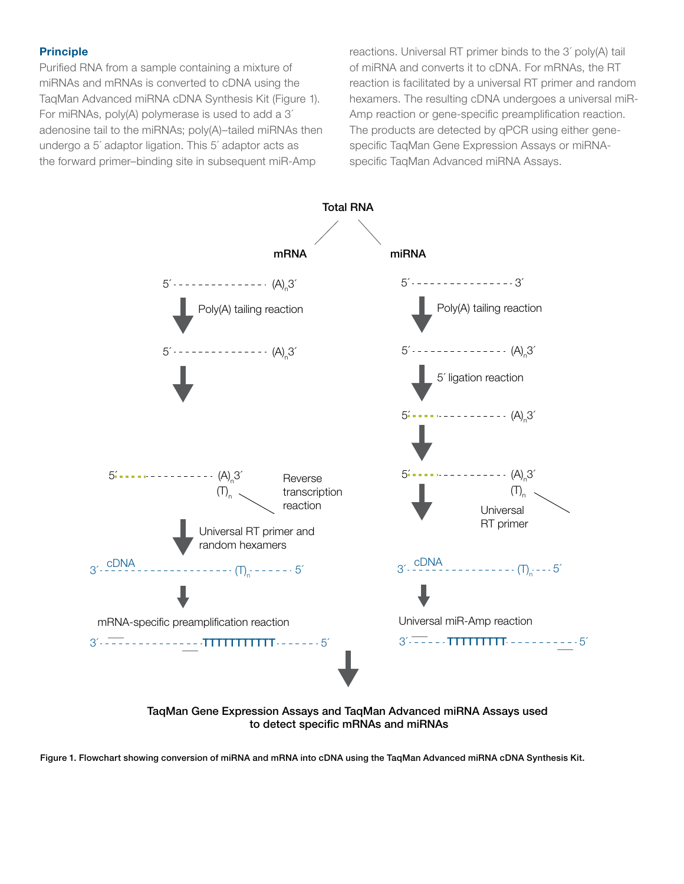### Principle

Purified RNA from a sample containing a mixture of miRNAs and mRNAs is converted to cDNA using the TaqMan Advanced miRNA cDNA Synthesis Kit (Figure 1). For miRNAs, poly(A) polymerase is used to add a 3´ adenosine tail to the miRNAs; poly(A)–tailed miRNAs then undergo a 5´ adaptor ligation. This 5´ adaptor acts as the forward primer–binding site in subsequent miR-Amp reactions. Universal RT primer binds to the 3´ poly(A) tail of miRNA and converts it to cDNA. For mRNAs, the RT reaction is facilitated by a universal RT primer and random hexamers. The resulting cDNA undergoes a universal miR-Amp reaction or gene-specific preamplification reaction. The products are detected by qPCR using either gene-specific TaqMan Gene Expression Assays or miRNA-specific TaqMan Advanced miRNA Assays.

Total RNA

mRNA

5´- - - - - - - - - - - - - - - (A)$_n$3´

Poly(A) tailing reaction

5´- - - - - - - - - - - - - - - (A)$_n$3´

5´- - - - - - - - - - - - - - - (A)$_n$3´
(T)$_n$

Reverse transcription reaction

Universal RT primer and random hexamers

3´- cDNA - - - - - - - - - - - - - - - - - (T)$_n$- - - - - - - 5´

mRNA-specific preamplification reaction

3´- - - - - - - - - - - - - - - TTTTTTTTTTT- - - - - - - 5´

miRNA

5´- - - - - - - - - - - - - - - - 3´

Poly(A) tailing reaction

5´- - - - - - - - - - - - - - - (A)$_n$3´

5´ ligation reaction

5´- - - - - - - - - - - - - - - (A)$_n$3´

5´- - - - - - - - - - - - - - - (A)$_n$3´
(T)$_n$

Universal RT primer

3´- cDNA - - - - - - - - - - - - - - - (T)$_n$- - - 5´

Universal miR-Amp reaction

3´- - - - - - TTTTTTTTT- - - - - - - - - - - 5´

**TaqMan Gene Expression Assays and TaqMan Advanced miRNA Assays used to detect specific mRNAs and miRNAs**

**Figure 1. Flowchart showing conversion of miRNA and mRNA into cDNA using the TaqMan Advanced miRNA cDNA Synthesis Kit.**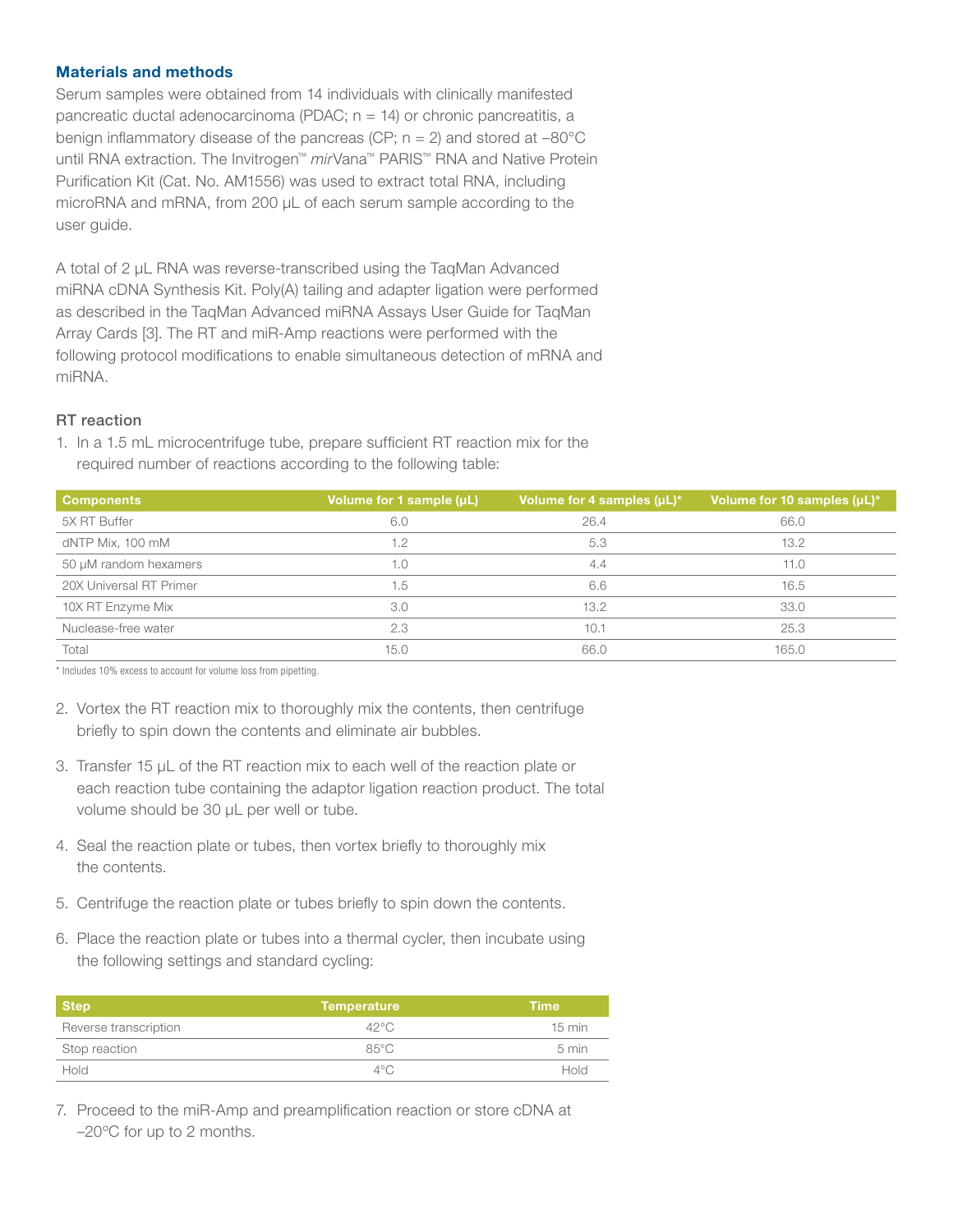## Materials and methods

Serum samples were obtained from 14 individuals with clinically manifested pancreatic ductal adenocarcinoma (PDAC; n = 14) or chronic pancreatitis, a benign inflammatory disease of the pancreas (CP; n = 2) and stored at –80°C until RNA extraction. The Invitrogen™ *mir*Vana™ PARIS™ RNA and Native Protein Purification Kit (Cat. No. AM1556) was used to extract total RNA, including microRNA and mRNA, from 200 µL of each serum sample according to the user guide.

A total of 2 µL RNA was reverse-transcribed using the TaqMan Advanced miRNA cDNA Synthesis Kit. Poly(A) tailing and adapter ligation were performed as described in the TaqMan Advanced miRNA Assays User Guide for TaqMan Array Cards [3]. The RT and miR-Amp reactions were performed with the following protocol modifications to enable simultaneous detection of mRNA and miRNA.

### RT reaction

1. In a 1.5 mL microcentrifuge tube, prepare sufficient RT reaction mix for the required number of reactions according to the following table:

| Components | Volume for 1 sample (µL) | Volume for 4 samples (µL)* | Volume for 10 samples (µL)* |
|---|---|---|---|
| 5X RT Buffer | 6.0 | 26.4 | 66.0 |
| dNTP Mix, 100 mM | 1.2 | 5.3 | 13.2 |
| 50 µM random hexamers | 1.0 | 4.4 | 11.0 |
| 20X Universal RT Primer | 1.5 | 6.6 | 16.5 |
| 10X RT Enzyme Mix | 3.0 | 13.2 | 33.0 |
| Nuclease-free water | 2.3 | 10.1 | 25.3 |
| Total | 15.0 | 66.0 | 165.0 |

\* Includes 10% excess to account for volume loss from pipetting.

2. Vortex the RT reaction mix to thoroughly mix the contents, then centrifuge briefly to spin down the contents and eliminate air bubbles.
3. Transfer 15 µL of the RT reaction mix to each well of the reaction plate or each reaction tube containing the adaptor ligation reaction product. The total volume should be 30 µL per well or tube.
4. Seal the reaction plate or tubes, then vortex briefly to thoroughly mix the contents.
5. Centrifuge the reaction plate or tubes briefly to spin down the contents.
6. Place the reaction plate or tubes into a thermal cycler, then incubate using the following settings and standard cycling:

| Step | Temperature | Time |
|---|---|---|
| Reverse transcription | 42°C | 15 min |
| Stop reaction | 85°C | 5 min |
| Hold | 4°C | Hold |

7. Proceed to the miR-Amp and preamplification reaction or store cDNA at –20°C for up to 2 months.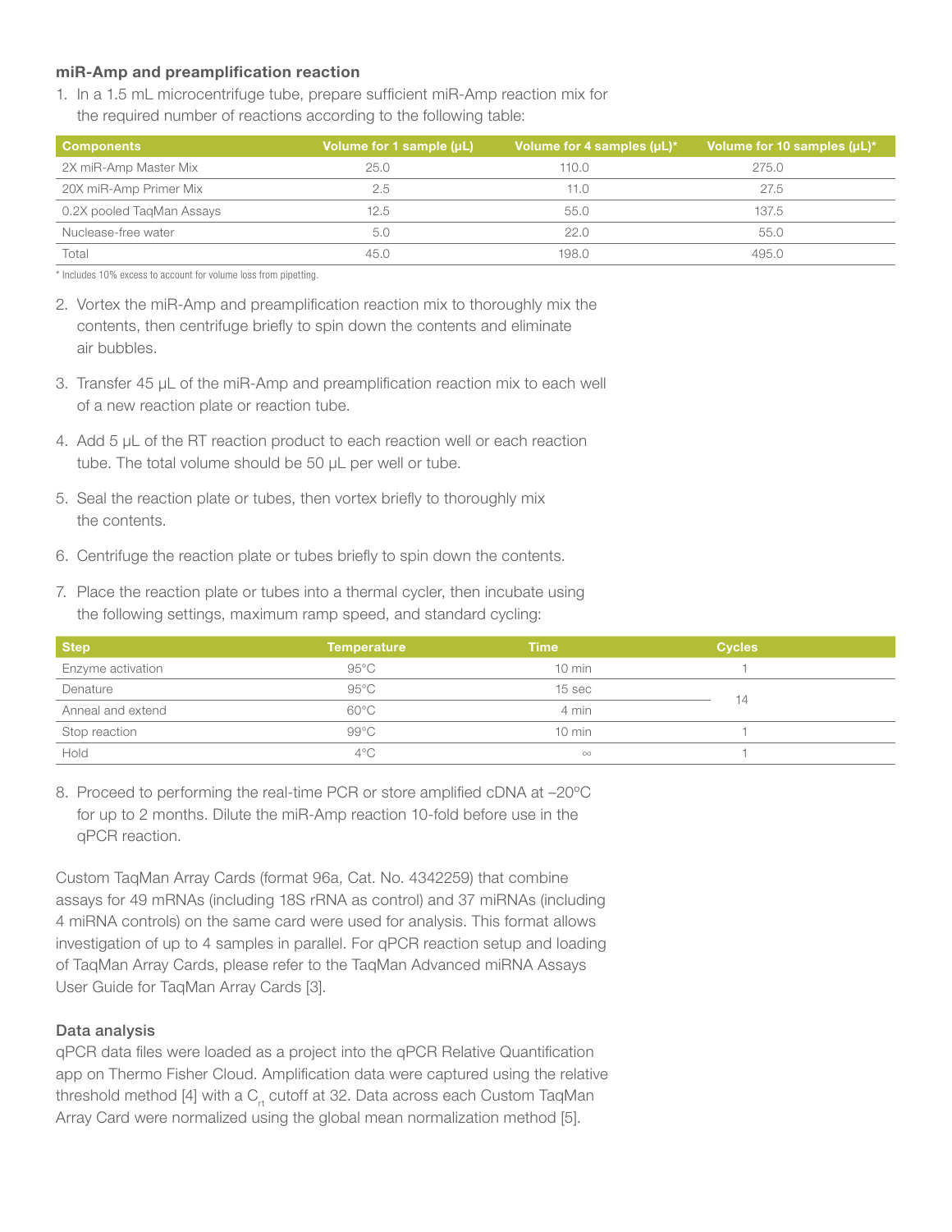### miR-Amp and preamplification reaction

1. In a 1.5 mL microcentrifuge tube, prepare sufficient miR-Amp reaction mix for the required number of reactions according to the following table:

| Components | Volume for 1 sample (µL) | Volume for 4 samples (µL)* | Volume for 10 samples (µL)* |
|---|---|---|---|
| 2X miR-Amp Master Mix | 25.0 | 110.0 | 275.0 |
| 20X miR-Amp Primer Mix | 2.5 | 11.0 | 27.5 |
| 0.2X pooled TaqMan Assays | 12.5 | 55.0 | 137.5 |
| Nuclease-free water | 5.0 | 22.0 | 55.0 |
| Total | 45.0 | 198.0 | 495.0 |

\* Includes 10% excess to account for volume loss from pipetting.

2. Vortex the miR-Amp and preamplification reaction mix to thoroughly mix the contents, then centrifuge briefly to spin down the contents and eliminate air bubbles.
3. Transfer 45 µL of the miR-Amp and preamplification reaction mix to each well of a new reaction plate or reaction tube.
4. Add 5 µL of the RT reaction product to each reaction well or each reaction tube. The total volume should be 50 µL per well or tube.
5. Seal the reaction plate or tubes, then vortex briefly to thoroughly mix the contents.
6. Centrifuge the reaction plate or tubes briefly to spin down the contents.
7. Place the reaction plate or tubes into a thermal cycler, then incubate using the following settings, maximum ramp speed, and standard cycling:

| Step | Temperature | Time | Cycles |
|---|---|---|---|
| Enzyme activation | 95°C | 10 min | 1 |
| Denature | 95°C | 15 sec | 14 |
| Anneal and extend | 60°C | 4 min | |
| Stop reaction | 99°C | 10 min | 1 |
| Hold | 4°C | ∞ | 1 |

8. Proceed to performing the real-time PCR or store amplified cDNA at –20ºC for up to 2 months. Dilute the miR-Amp reaction 10-fold before use in the qPCR reaction.

Custom TaqMan Array Cards (format 96a, Cat. No. 4342259) that combine assays for 49 mRNAs (including 18S rRNA as control) and 37 miRNAs (including 4 miRNA controls) on the same card were used for analysis. This format allows investigation of up to 4 samples in parallel. For qPCR reaction setup and loading of TaqMan Array Cards, please refer to the TaqMan Advanced miRNA Assays User Guide for TaqMan Array Cards [3].

### Data analysis

qPCR data files were loaded as a project into the qPCR Relative Quantification app on Thermo Fisher Cloud. Amplification data were captured using the relative threshold method [4] with a $C_{rt}$ cutoff at 32. Data across each Custom TaqMan Array Card were normalized using the global mean normalization method [5].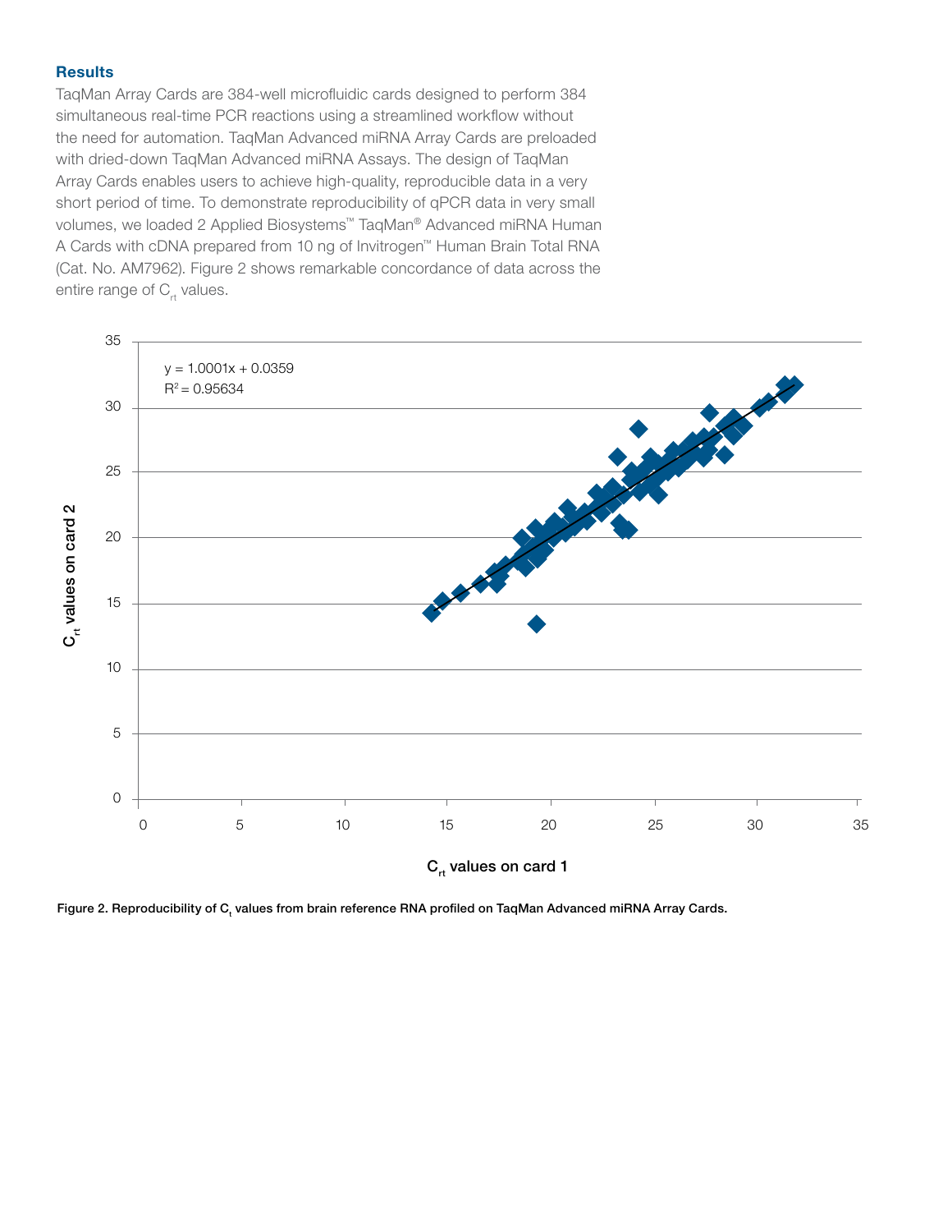### Results

TaqMan Array Cards are 384-well microfluidic cards designed to perform 384 simultaneous real-time PCR reactions using a streamlined workflow without the need for automation. TaqMan Advanced miRNA Array Cards are preloaded with dried-down TaqMan Advanced miRNA Assays. The design of TaqMan Array Cards enables users to achieve high-quality, reproducible data in a very short period of time. To demonstrate reproducibility of qPCR data in very small volumes, we loaded 2 Applied Biosystems™ TaqMan® Advanced miRNA Human A Cards with cDNA prepared from 10 ng of Invitrogen™ Human Brain Total RNA (Cat. No. AM7962). Figure 2 shows remarkable concordance of data across the entire range of $C_{rt}$ values.

$y = 1.0001x + 0.0359$

$R^2 = 0.95634$

$C_{rt}$ values on card 2

$C_{rt}$ values on card 1

**Figure 2. Reproducibility of $C_t$ values from brain reference RNA profiled on TaqMan Advanced miRNA Array Cards.**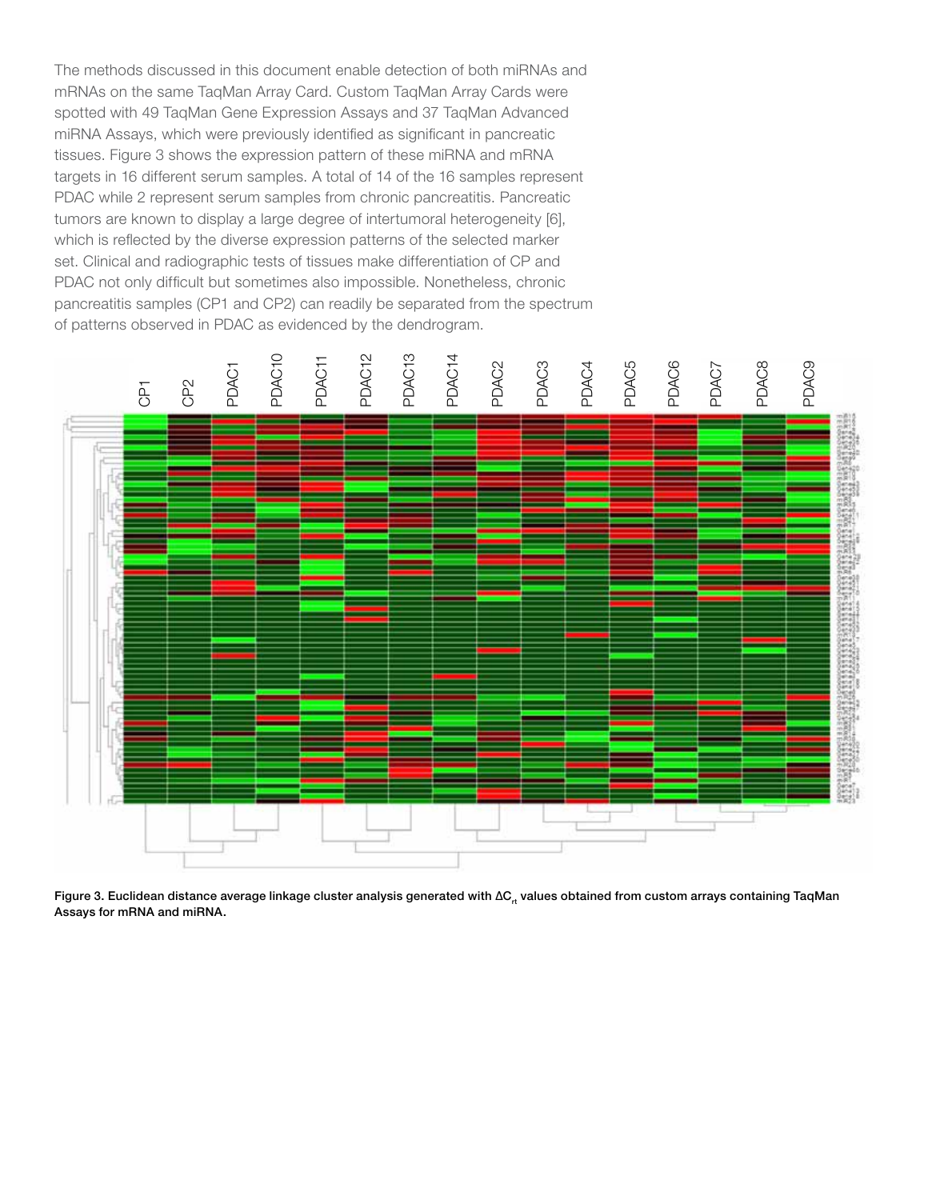The methods discussed in this document enable detection of both miRNAs and mRNAs on the same TaqMan Array Card. Custom TaqMan Array Cards were spotted with 49 TaqMan Gene Expression Assays and 37 TaqMan Advanced miRNA Assays, which were previously identified as significant in pancreatic tissues. Figure 3 shows the expression pattern of these miRNA and mRNA targets in 16 different serum samples. A total of 14 of the 16 samples represent PDAC while 2 represent serum samples from chronic pancreatitis. Pancreatic tumors are known to display a large degree of intertumoral heterogeneity [6], which is reflected by the diverse expression patterns of the selected marker set. Clinical and radiographic tests of tissues make differentiation of CP and PDAC not only difficult but sometimes also impossible. Nonetheless, chronic pancreatitis samples (CP1 and CP2) can readily be separated from the spectrum of patterns observed in PDAC as evidenced by the dendrogram.

**Figure 3. Euclidean distance average linkage cluster analysis generated with $\Delta C_{rt}$ values obtained from custom arrays containing TaqMan Assays for mRNA and miRNA.**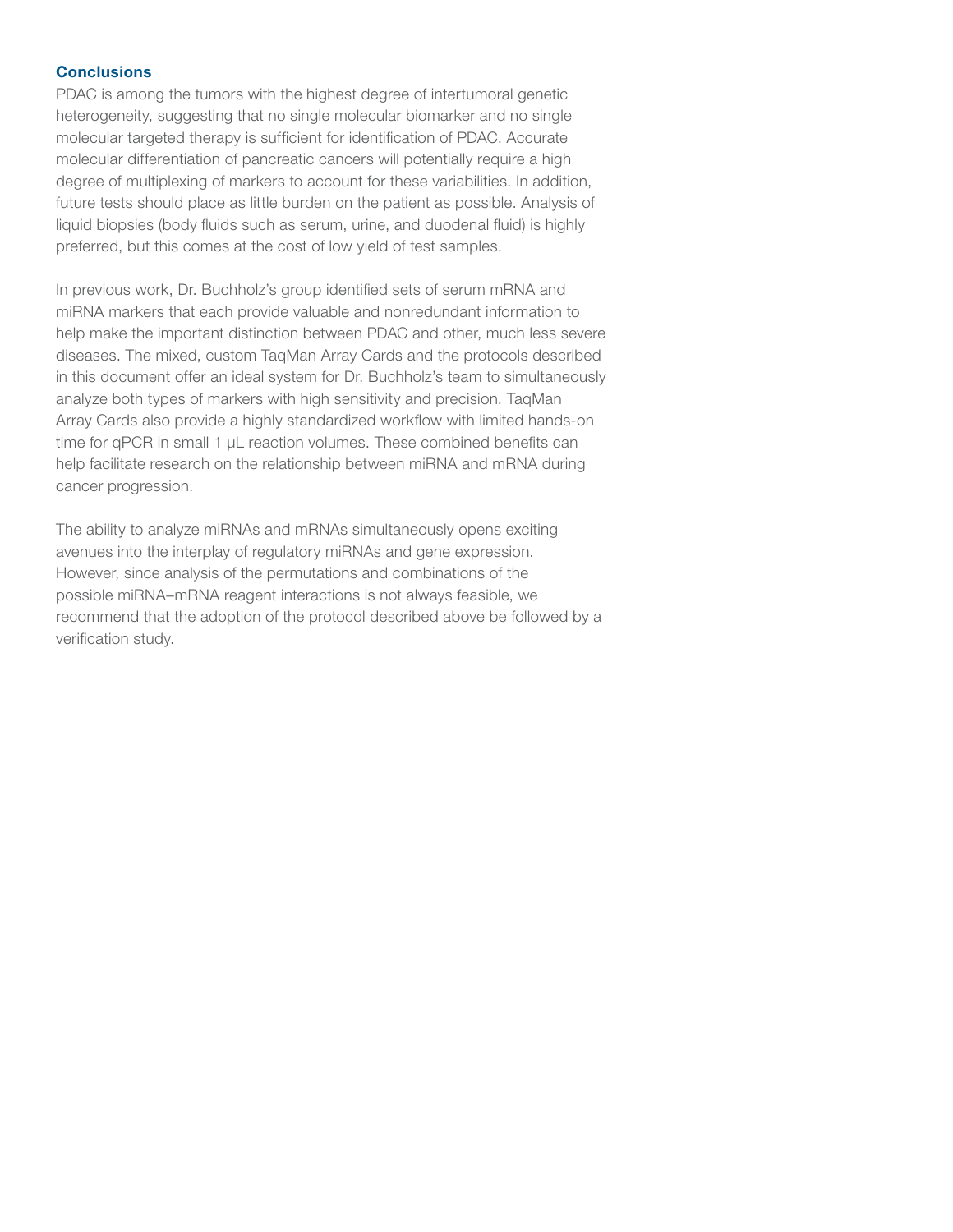## Conclusions

PDAC is among the tumors with the highest degree of intertumoral genetic heterogeneity, suggesting that no single molecular biomarker and no single molecular targeted therapy is sufficient for identification of PDAC. Accurate molecular differentiation of pancreatic cancers will potentially require a high degree of multiplexing of markers to account for these variabilities. In addition, future tests should place as little burden on the patient as possible. Analysis of liquid biopsies (body fluids such as serum, urine, and duodenal fluid) is highly preferred, but this comes at the cost of low yield of test samples.

In previous work, Dr. Buchholz's group identified sets of serum mRNA and miRNA markers that each provide valuable and nonredundant information to help make the important distinction between PDAC and other, much less severe diseases. The mixed, custom TaqMan Array Cards and the protocols described in this document offer an ideal system for Dr. Buchholz's team to simultaneously analyze both types of markers with high sensitivity and precision. TaqMan Array Cards also provide a highly standardized workflow with limited hands-on time for qPCR in small 1 µL reaction volumes. These combined benefits can help facilitate research on the relationship between miRNA and mRNA during cancer progression.

The ability to analyze miRNAs and mRNAs simultaneously opens exciting avenues into the interplay of regulatory miRNAs and gene expression. However, since analysis of the permutations and combinations of the possible miRNA–mRNA reagent interactions is not always feasible, we recommend that the adoption of the protocol described above be followed by a verification study.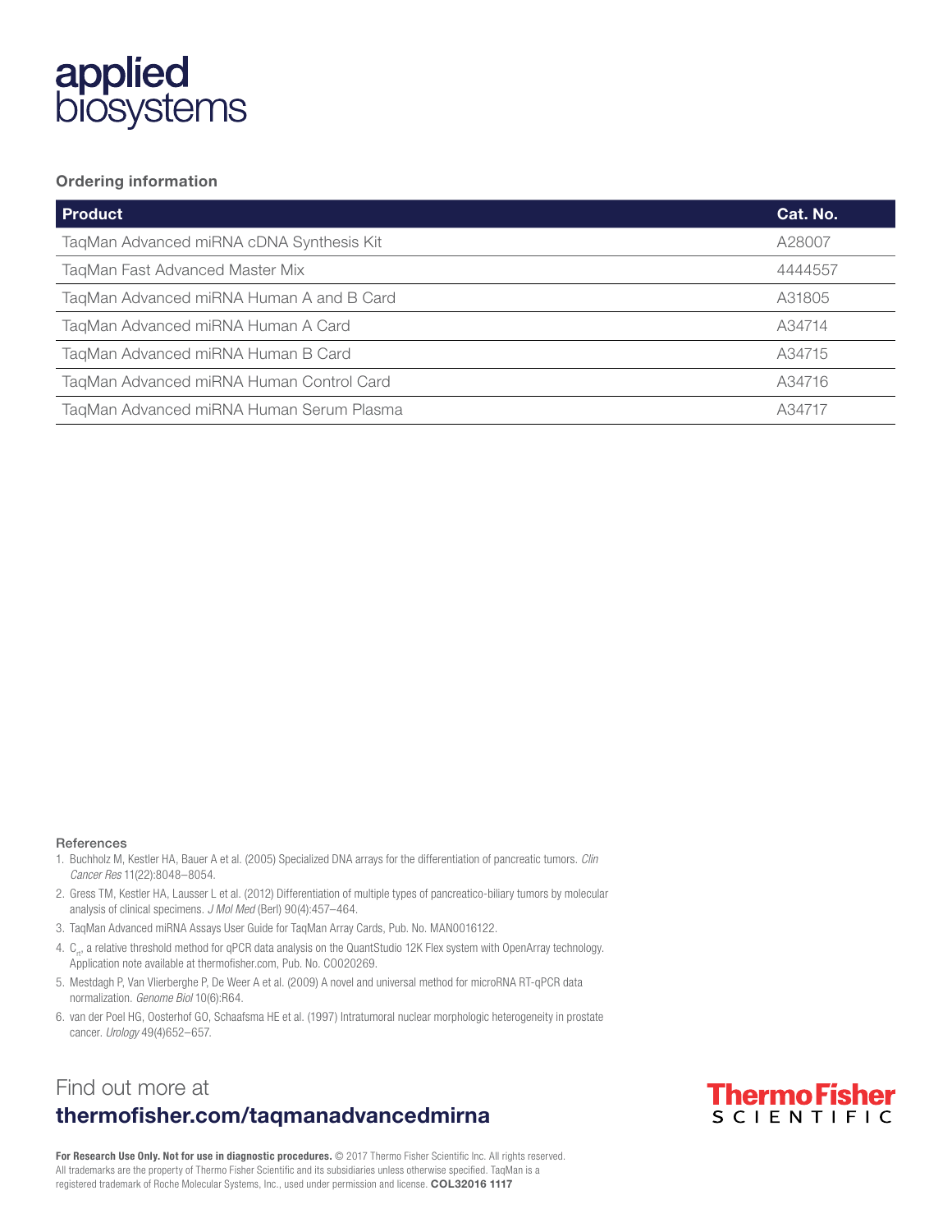applied
biosystems

### Ordering information

| Product | Cat. No. |
| --- | --- |
| TaqMan Advanced miRNA cDNA Synthesis Kit | A28007 |
| TaqMan Fast Advanced Master Mix | 4444557 |
| TaqMan Advanced miRNA Human A and B Card | A31805 |
| TaqMan Advanced miRNA Human A Card | A34714 |
| TaqMan Advanced miRNA Human B Card | A34715 |
| TaqMan Advanced miRNA Human Control Card | A34716 |
| TaqMan Advanced miRNA Human Serum Plasma | A34717 |

#### References

1. Buchholz M, Kestler HA, Bauer A et al. (2005) Specialized DNA arrays for the differentiation of pancreatic tumors. *Clin Cancer Res* 11(22):8048–8054.
2. Gress TM, Kestler HA, Lausser L et al. (2012) Differentiation of multiple types of pancreatico-biliary tumors by molecular analysis of clinical specimens. *J Mol Med* (Berl) 90(4):457–464.
3. TaqMan Advanced miRNA Assays User Guide for TaqMan Array Cards, Pub. No. MAN0016122.
4. $C_{rt}$, a relative threshold method for qPCR data analysis on the QuantStudio 12K Flex system with OpenArray technology. Application note available at thermofisher.com, Pub. No. CO020269.
5. Mestdagh P, Van Vlierberghe P, De Weer A et al. (2009) A novel and universal method for microRNA RT-qPCR data normalization. *Genome Biol* 10(6):R64.
6. van der Poel HG, Oosterhof GO, Schaafsma HE et al. (1997) Intratumoral nuclear morphologic heterogeneity in prostate cancer. *Urology* 49(4)652–657.

Find out more at
**thermofisher.com/taqmanadvancedmirna**

ThermoFisher SCIENTIFIC

**For Research Use Only. Not for use in diagnostic procedures.** © 2017 Thermo Fisher Scientific Inc. All rights reserved. All trademarks are the property of Thermo Fisher Scientific and its subsidiaries unless otherwise specified. TaqMan is a registered trademark of Roche Molecular Systems, Inc., used under permission and license. **COL32016 1117**